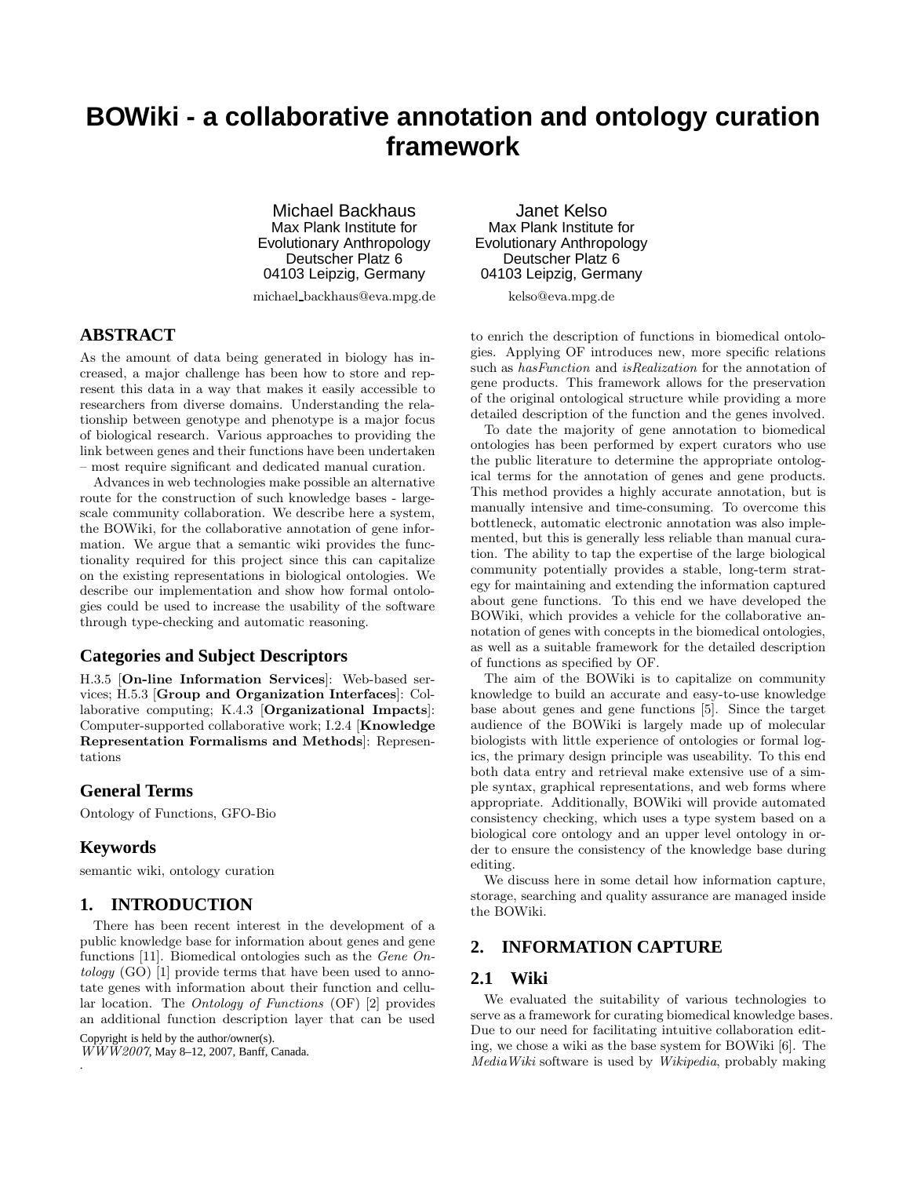# BOWiki - a collaborative annotation and ontology curation framework

Michael Backhaus
Max Plank Institute for Evolutionary Anthropology
Deutscher Platz 6
04103 Leipzig, Germany
michael_backhaus@eva.mpg.de

Janet Kelso
Max Plank Institute for Evolutionary Anthropology
Deutscher Platz 6
04103 Leipzig, Germany
kelso@eva.mpg.de

## ABSTRACT

As the amount of data being generated in biology has increased, a major challenge has been how to store and represent this data in a way that makes it easily accessible to researchers from diverse domains. Understanding the relationship between genotype and phenotype is a major focus of biological research. Various approaches to providing the link between genes and their functions have been undertaken – most require significant and dedicated manual curation.

Advances in web technologies make possible an alternative route for the construction of such knowledge bases - large-scale community collaboration. We describe here a system, the BOWiki, for the collaborative annotation of gene information. We argue that a semantic wiki provides the functionality required for this project since this can capitalize on the existing representations in biological ontologies. We describe our implementation and show how formal ontologies could be used to increase the usability of the software through type-checking and automatic reasoning.

### Categories and Subject Descriptors

H.3.5 [**On-line Information Services**]: Web-based services; H.5.3 [**Group and Organization Interfaces**]: Collaborative computing; K.4.3 [**Organizational Impacts**]: Computer-supported collaborative work; I.2.4 [**Knowledge Representation Formalisms and Methods**]: Representations

### General Terms

Ontology of Functions, GFO-Bio

### Keywords

semantic wiki, ontology curation

## 1. INTRODUCTION

There has been recent interest in the development of a public knowledge base for information about genes and gene functions [11]. Biomedical ontologies such as the *Gene Ontology* (GO) [1] provide terms that have been used to annotate genes with information about their function and cellular location. The *Ontology of Functions* (OF) [2] provides an additional function description layer that can be used to enrich the description of functions in biomedical ontologies. Applying OF introduces new, more specific relations such as *hasFunction* and *isRealization* for the annotation of gene products. This framework allows for the preservation of the original ontological structure while providing a more detailed description of the function and the genes involved.

To date the majority of gene annotation to biomedical ontologies has been performed by expert curators who use the public literature to determine the appropriate ontological terms for the annotation of genes and gene products. This method provides a highly accurate annotation, but is manually intensive and time-consuming. To overcome this bottleneck, automatic electronic annotation was also implemented, but this is generally less reliable than manual curation. The ability to tap the expertise of the large biological community potentially provides a stable, long-term strategy for maintaining and extending the information captured about gene functions. To this end we have developed the BOWiki, which provides a vehicle for the collaborative annotation of genes with concepts in the biomedical ontologies, as well as a suitable framework for the detailed description of functions as specified by OF.

The aim of the BOWiki is to capitalize on community knowledge to build an accurate and easy-to-use knowledge base about genes and gene functions [5]. Since the target audience of the BOWiki is largely made up of molecular biologists with little experience of ontologies or formal logics, the primary design principle was useability. To this end both data entry and retrieval make extensive use of a simple syntax, graphical representations, and web forms where appropriate. Additionally, BOWiki will provide automated consistency checking, which uses a type system based on a biological core ontology and an upper level ontology in order to ensure the consistency of the knowledge base during editing.

We discuss here in some detail how information capture, storage, searching and quality assurance are managed inside the BOWiki.

Copyright is held by the author/owner(s).
*WWW2007*, May 8–12, 2007, Banff, Canada.

## 2. INFORMATION CAPTURE

### 2.1 Wiki

We evaluated the suitability of various technologies to serve as a framework for curating biomedical knowledge bases. Due to our need for facilitating intuitive collaboration editing, we chose a wiki as the base system for BOWiki [6]. The *MediaWiki* software is used by *Wikipedia*, probably making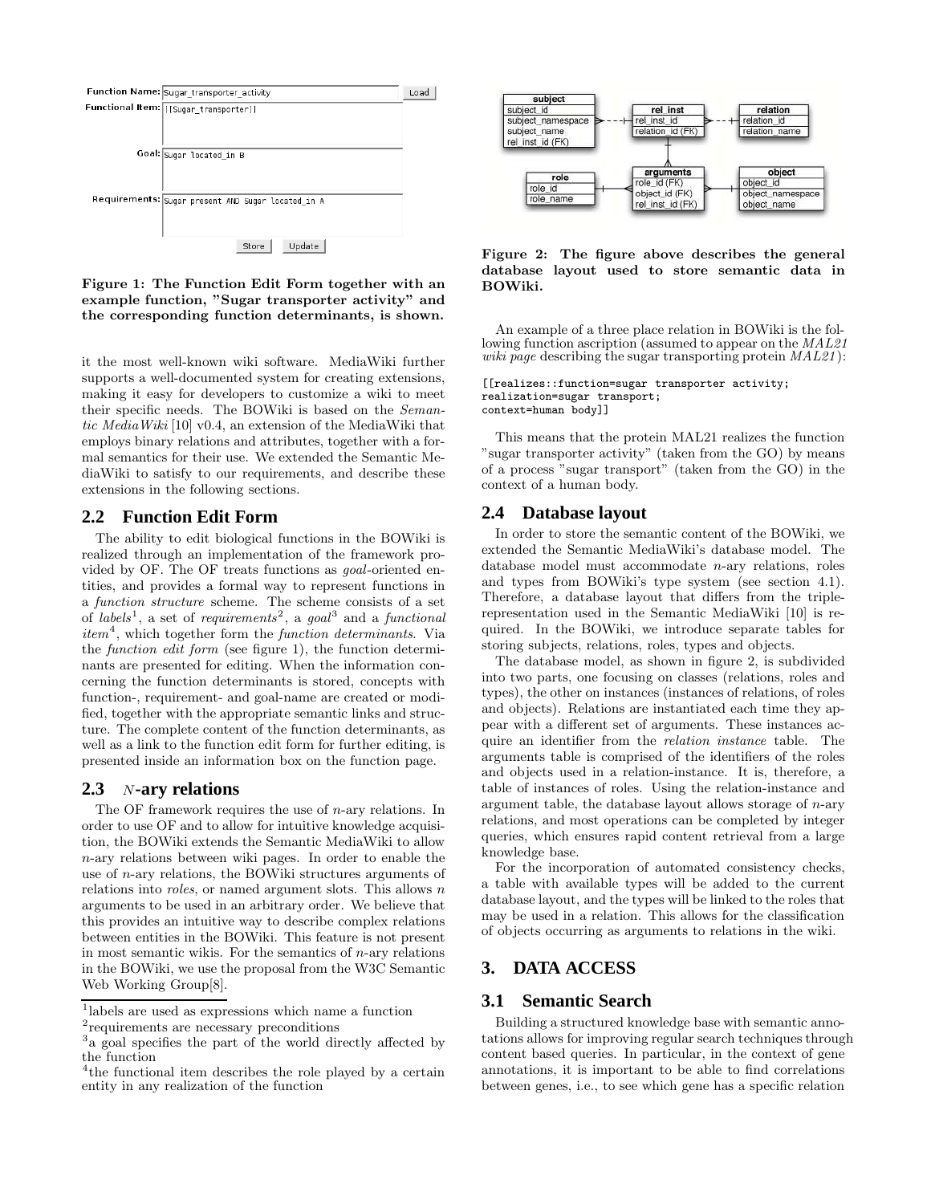Figure 1: The Function Edit Form together with an example function, "Sugar transporter activity" and the corresponding function determinants, is shown.

it the most well-known wiki software. MediaWiki further supports a well-documented system for creating extensions, making it easy for developers to customize a wiki to meet their specific needs. The BOWiki is based on the *Semantic MediaWiki* [10] v0.4, an extension of the MediaWiki that employs binary relations and attributes, together with a formal semantics for their use. We extended the Semantic MediaWiki to satisfy to our requirements, and describe these extensions in the following sections.

## 2.2 Function Edit Form

The ability to edit biological functions in the BOWiki is realized through an implementation of the framework provided by OF. The OF treats functions as *goal*-oriented entities, and provides a formal way to represent functions in a *function structure* scheme. The scheme consists of a set of *labels*[1], a set of *requirements*[2], a *goal*[3] and a *functional item*[4], which together form the *function determinants*. Via the *function edit form* (see figure 1), the function determinants are presented for editing. When the information concerning the function determinants is stored, concepts with function-, requirement- and goal-name are created or modified, together with the appropriate semantic links and structure. The complete content of the function determinants, as well as a link to the function edit form for further editing, is presented inside an information box on the function page.

## 2.3 *N*-ary relations

The OF framework requires the use of $n$-ary relations. In order to use OF and to allow for intuitive knowledge acquisition, the BOWiki extends the Semantic MediaWiki to allow $n$-ary relations between wiki pages. In order to enable the use of $n$-ary relations, the BOWiki structures arguments of relations into *roles*, or named argument slots. This allows $n$ arguments to be used in an arbitrary order. We believe that this provides an intuitive way to describe complex relations between entities in the BOWiki. This feature is not present in most semantic wikis. For the semantics of $n$-ary relations in the BOWiki, we use the proposal from the W3C Semantic Web Working Group[8].

[1] labels are used as expressions which name a function

[2] requirements are necessary preconditions

[3] a goal specifies the part of the world directly affected by the function

[4] the functional item describes the role played by a certain entity in any realization of the function

Figure 2: The figure above describes the general database layout used to store semantic data in BOWiki.

An example of a three place relation in BOWiki is the following function ascription (assumed to appear on the *MAL21 wiki page* describing the sugar transporting protein *MAL21*):

```
[[realizes::function=sugar transporter activity;
realization=sugar transport;
context=human body]]
```

This means that the protein MAL21 realizes the function "sugar transporter activity" (taken from the GO) by means of a process "sugar transport" (taken from the GO) in the context of a human body.

## 2.4 Database layout

In order to store the semantic content of the BOWiki, we extended the Semantic MediaWiki's database model. The database model must accommodate $n$-ary relations, roles and types from BOWiki's type system (see section 4.1). Therefore, a database layout that differs from the triple-representation used in the Semantic MediaWiki [10] is required. In the BOWiki, we introduce separate tables for storing subjects, relations, roles, types and objects.

The database model, as shown in figure 2, is subdivided into two parts, one focusing on classes (relations, roles and types), the other on instances (instances of relations, of roles and objects). Relations are instantiated each time they appear with a different set of arguments. These instances acquire an identifier from the *relation instance* table. The arguments table is comprised of the identifiers of the roles and objects used in a relation-instance. It is, therefore, a table of instances of roles. Using the relation-instance and argument table, the database layout allows storage of $n$-ary relations, and most operations can be completed by integer queries, which ensures rapid content retrieval from a large knowledge base.

For the incorporation of automated consistency checks, a table with available types will be added to the current database layout, and the types will be linked to the roles that may be used in a relation. This allows for the classification of objects occurring as arguments to relations in the wiki.

# 3. DATA ACCESS

## 3.1 Semantic Search

Building a structured knowledge base with semantic annotations allows for improving regular search techniques through content based queries. In particular, in the context of gene annotations, it is important to be able to find correlations between genes, i.e., to see which gene has a specific relation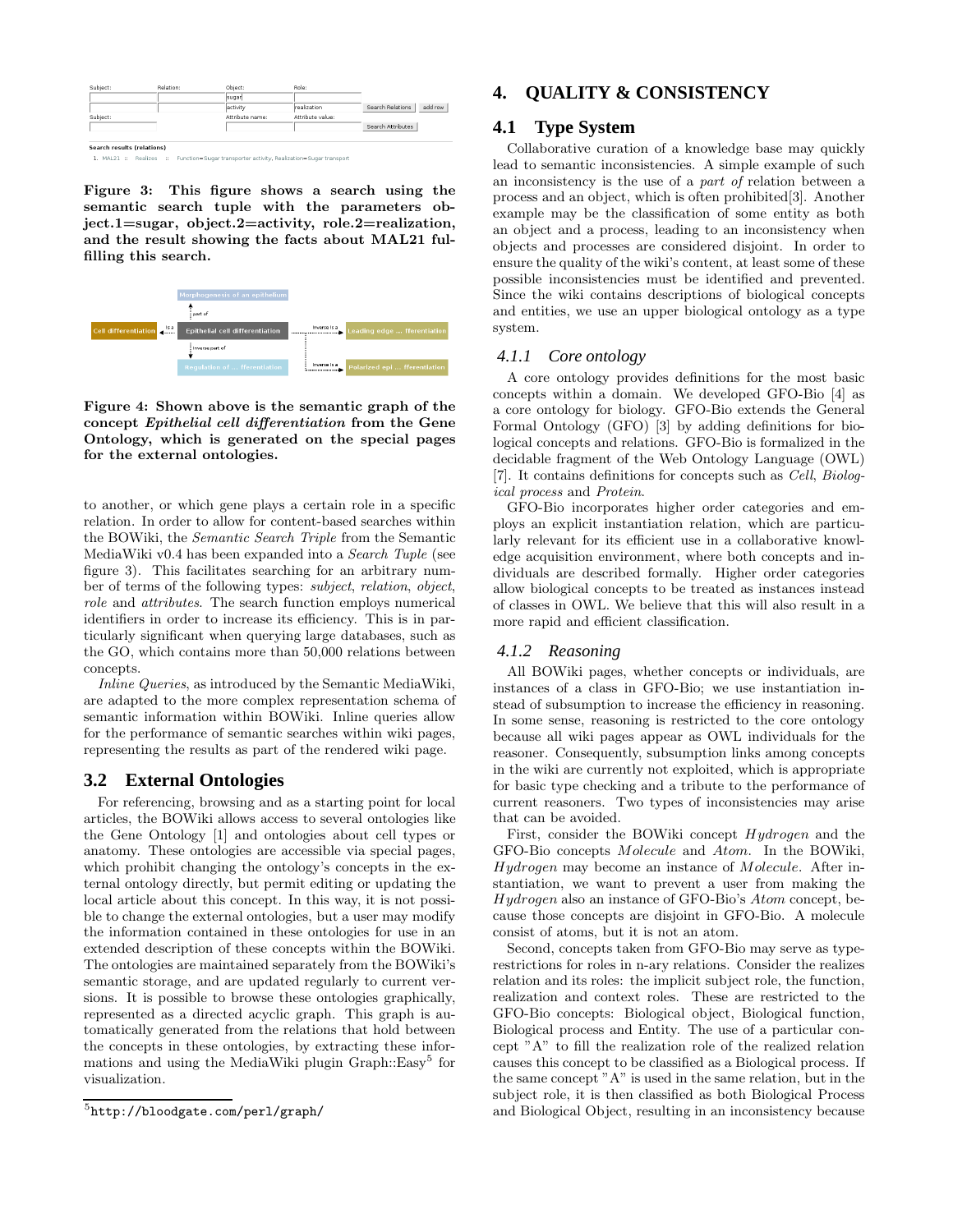Figure 3: This figure shows a search using the semantic search tuple with the parameters object.1=sugar, object.2=activity, role.2=realization, and the result showing the facts about MAL21 fulfilling this search.

Figure 4: Shown above is the semantic graph of the concept *Epithelial cell differentiation* from the Gene Ontology, which is generated on the special pages for the external ontologies.

to another, or which gene plays a certain role in a specific relation. In order to allow for content-based searches within the BOWiki, the *Semantic Search Triple* from the Semantic MediaWiki v0.4 has been expanded into a *Search Tuple* (see figure 3). This facilitates searching for an arbitrary number of terms of the following types: *subject*, *relation*, *object*, *role* and *attributes*. The search function employs numerical identifiers in order to increase its efficiency. This is in particularly significant when querying large databases, such as the GO, which contains more than 50,000 relations between concepts.

*Inline Queries*, as introduced by the Semantic MediaWiki, are adapted to the more complex representation schema of semantic information within BOWiki. Inline queries allow for the performance of semantic searches within wiki pages, representing the results as part of the rendered wiki page.

## 3.2 External Ontologies

For referencing, browsing and as a starting point for local articles, the BOWiki allows access to several ontologies like the Gene Ontology [1] and ontologies about cell types or anatomy. These ontologies are accessible via special pages, which prohibit changing the ontology's concepts in the external ontology directly, but permit editing or updating the local article about this concept. In this way, it is not possible to change the external ontologies, but a user may modify the information contained in these ontologies for use in an extended description of these concepts within the BOWiki. The ontologies are maintained separately from the BOWiki's semantic storage, and are updated regularly to current versions. It is possible to browse these ontologies graphically, represented as a directed acyclic graph. This graph is automatically generated from the relations that hold between the concepts in these ontologies, by extracting these informations and using the MediaWiki plugin Graph::Easy[5] for visualization.

[5] http://bloodgate.com/perl/graph/

# 4. QUALITY & CONSISTENCY

## 4.1 Type System

Collaborative curation of a knowledge base may quickly lead to semantic inconsistencies. A simple example of such an inconsistency is the use of a *part of* relation between a process and an object, which is often prohibited[3]. Another example may be the classification of some entity as both an object and a process, leading to an inconsistency when objects and processes are considered disjoint. In order to ensure the quality of the wiki's content, at least some of these possible inconsistencies must be identified and prevented. Since the wiki contains descriptions of biological concepts and entities, we use an upper biological ontology as a type system.

### 4.1.1 Core ontology

A core ontology provides definitions for the most basic concepts within a domain. We developed GFO-Bio [4] as a core ontology for biology. GFO-Bio extends the General Formal Ontology (GFO) [3] by adding definitions for biological concepts and relations. GFO-Bio is formalized in the decidable fragment of the Web Ontology Language (OWL) [7]. It contains definitions for concepts such as *Cell*, *Biological process* and *Protein*.

GFO-Bio incorporates higher order categories and employs an explicit instantiation relation, which are particularly relevant for its efficient use in a collaborative knowledge acquisition environment, where both concepts and individuals are described formally. Higher order categories allow biological concepts to be treated as instances instead of classes in OWL. We believe that this will also result in a more rapid and efficient classification.

### 4.1.2 Reasoning

All BOWiki pages, whether concepts or individuals, are instances of a class in GFO-Bio; we use instantiation instead of subsumption to increase the efficiency in reasoning. In some sense, reasoning is restricted to the core ontology because all wiki pages appear as OWL individuals for the reasoner. Consequently, subsumption links among concepts in the wiki are currently not exploited, which is appropriate for basic type checking and a tribute to the performance of current reasoners. Two types of inconsistencies may arise that can be avoided.

First, consider the BOWiki concept *Hydrogen* and the GFO-Bio concepts *Molecule* and *Atom*. In the BOWiki, *Hydrogen* may become an instance of *Molecule*. After instantiation, we want to prevent a user from making the *Hydrogen* also an instance of GFO-Bio's *Atom* concept, because those concepts are disjoint in GFO-Bio. A molecule consist of atoms, but it is not an atom.

Second, concepts taken from GFO-Bio may serve as type-restrictions for roles in n-ary relations. Consider the realizes relation and its roles: the implicit subject role, the function, realization and context roles. These are restricted to the GFO-Bio concepts: Biological object, Biological function, Biological process and Entity. The use of a particular concept "A" to fill the realization role of the realized relation causes this concept to be classified as a Biological process. If the same concept "A" is used in the same relation, but in the subject role, it is then classified as both Biological Process and Biological Object, resulting in an inconsistency because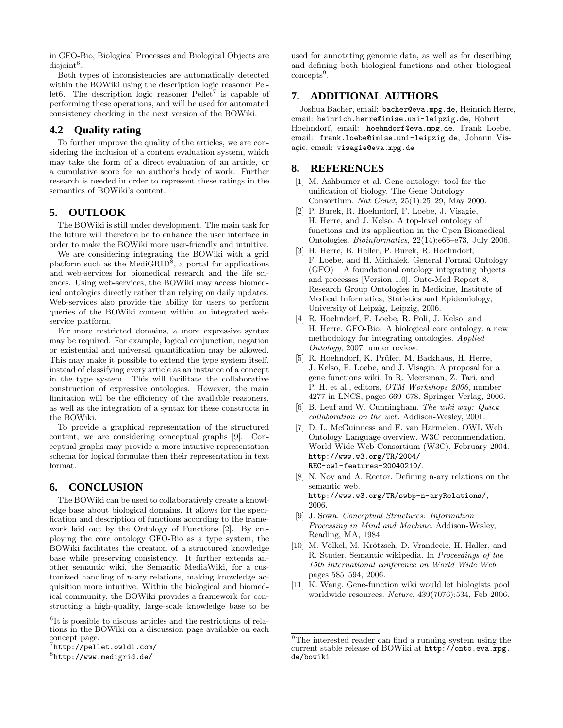in GFO-Bio, Biological Processes and Biological Objects are disjoint[6].

Both types of inconsistencies are automatically detected within the BOWiki using the description logic reasoner Pellet6. The description logic reasoner Pellet[7] is capable of performing these operations, and will be used for automated consistency checking in the next version of the BOWiki.

## 4.2 Quality rating

To further improve the quality of the articles, we are considering the inclusion of a content evaluation system, which may take the form of a direct evaluation of an article, or a cumulative score for an author's body of work. Further research is needed in order to represent these ratings in the semantics of BOWiki's content.

## 5. OUTLOOK

The BOWiki is still under development. The main task for the future will therefore be to enhance the user interface in order to make the BOWiki more user-friendly and intuitive.

We are considering integrating the BOWiki with a grid platform such as the MediGRID[8], a portal for applications and web-services for biomedical research and the life sciences. Using web-services, the BOWiki may access biomedical ontologies directly rather than relying on daily updates. Web-services also provide the ability for users to perform queries of the BOWiki content within an integrated web-service platform.

For more restricted domains, a more expressive syntax may be required. For example, logical conjunction, negation or existential and universal quantification may be allowed. This may make it possible to extend the type system itself, instead of classifying every article as an instance of a concept in the type system. This will facilitate the collaborative construction of expressive ontologies. However, the main limitation will be the efficiency of the available reasoners, as well as the integration of a syntax for these constructs in the BOWiki.

To provide a graphical representation of the structured content, we are considering conceptual graphs [9]. Conceptual graphs may provide a more intuitive representation schema for logical formulae then their representation in text format.

## 6. CONCLUSION

The BOWiki can be used to collaboratively create a knowledge base about biological domains. It allows for the specification and description of functions according to the framework laid out by the Ontology of Functions [2]. By employing the core ontology GFO-Bio as a type system, the BOWiki facilitates the creation of a structured knowledge base while preserving consistency. It further extends another semantic wiki, the Semantic MediaWiki, for a customized handling of $n$-ary relations, making knowledge acquisition more intuitive. Within the biological and biomedical community, the BOWiki provides a framework for constructing a high-quality, large-scale knowledge base to be used for annotating genomic data, as well as for describing and defining both biological functions and other biological concepts[9].

## 7. ADDITIONAL AUTHORS

Joshua Bacher, email: bacher@eva.mpg.de, Heinrich Herre, email: heinrich.herre@imise.uni-leipzig.de, Robert Hoehndorf, email: hoehndorf@eva.mpg.de, Frank Loebe, email: frank.loebe@imise.uni-leipzig.de, Johann Visagie, email: visagie@eva.mpg.de

## 8. REFERENCES

[1] M. Ashburner et al. Gene ontology: tool for the unification of biology. The Gene Ontology Consortium. *Nat Genet*, 25(1):25–29, May 2000.

[2] P. Burek, R. Hoehndorf, F. Loebe, J. Visagie, H. Herre, and J. Kelso. A top-level ontology of functions and its application in the Open Biomedical Ontologies. *Bioinformatics*, 22(14):e66–e73, July 2006.

[3] H. Herre, B. Heller, P. Burek, R. Hoehndorf, F. Loebe, and H. Michalek. General Formal Ontology (GFO) – A foundational ontology integrating objects and processes [Version 1.0]. Onto-Med Report 8, Research Group Ontologies in Medicine, Institute of Medical Informatics, Statistics and Epidemiology, University of Leipzig, Leipzig, 2006.

[4] R. Hoehndorf, F. Loebe, R. Poli, J. Kelso, and H. Herre. GFO-Bio: A biological core ontology. a new methodology for integrating ontologies. *Applied Ontology*, 2007. under review.

[5] R. Hoehndorf, K. Prüfer, M. Backhaus, H. Herre, J. Kelso, F. Loebe, and J. Visagie. A proposal for a gene functions wiki. In R. Meersman, Z. Tari, and P. H. et al., editors, *OTM Workshops 2006*, number 4277 in LNCS, pages 669–678. Springer-Verlag, 2006.

[6] B. Leuf and W. Cunningham. *The wiki way: Quick collaboration on the web*. Addison-Wesley, 2001.

[7] D. L. McGuinness and F. van Harmelen. OWL Web Ontology Language overview. W3C recommendation, World Wide Web Consortium (W3C), February 2004. http://www.w3.org/TR/2004/REC-owl-features-20040210/.

[8] N. Noy and A. Rector. Defining n-ary relations on the semantic web. http://www.w3.org/TR/swbp-n-aryRelations/, 2006.

[9] J. Sowa. *Conceptual Structures: Information Processing in Mind and Machine*. Addison-Wesley, Reading, MA, 1984.

[10] M. Völkel, M. Krötzsch, D. Vrandecic, H. Haller, and R. Studer. Semantic wikipedia. In *Proceedings of the 15th international conference on World Wide Web*, pages 585–594, 2006.

[11] K. Wang. Gene-function wiki would let biologists pool worldwide resources. *Nature*, 439(7076):534, Feb 2006.

---

[6] It is possible to discuss articles and the restrictions of relations in the BOWiki on a discussion page available on each concept page.

[7] http://pellet.owldl.com/

[8] http://www.medigrid.de/

[9] The interested reader can find a running system using the current stable release of BOWiki at http://onto.eva.mpg.de/bowiki